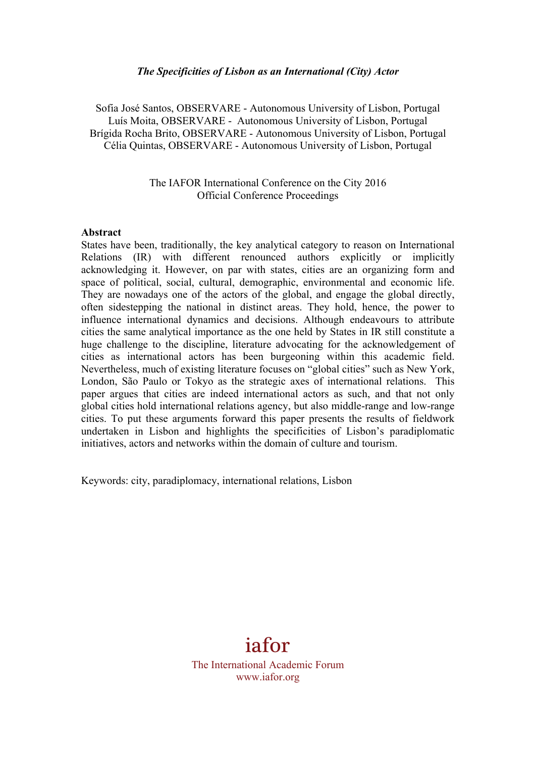***The Specificities of Lisbon as an International (City) Actor***

Sofia José Santos, OBSERVARE - Autonomous University of Lisbon, Portugal
Luís Moita, OBSERVARE - Autonomous University of Lisbon, Portugal
Brígida Rocha Brito, OBSERVARE - Autonomous University of Lisbon, Portugal
Célia Quintas, OBSERVARE - Autonomous University of Lisbon, Portugal

The IAFOR International Conference on the City 2016
Official Conference Proceedings

**Abstract**

States have been, traditionally, the key analytical category to reason on International Relations (IR) with different renounced authors explicitly or implicitly acknowledging it. However, on par with states, cities are an organizing form and space of political, social, cultural, demographic, environmental and economic life. They are nowadays one of the actors of the global, and engage the global directly, often sidestepping the national in distinct areas. They hold, hence, the power to influence international dynamics and decisions. Although endeavours to attribute cities the same analytical importance as the one held by States in IR still constitute a huge challenge to the discipline, literature advocating for the acknowledgement of cities as international actors has been burgeoning within this academic field. Nevertheless, much of existing literature focuses on "global cities" such as New York, London, São Paulo or Tokyo as the strategic axes of international relations. This paper argues that cities are indeed international actors as such, and that not only global cities hold international relations agency, but also middle-range and low-range cities. To put these arguments forward this paper presents the results of fieldwork undertaken in Lisbon and highlights the specificities of Lisbon's paradiplomatic initiatives, actors and networks within the domain of culture and tourism.

Keywords: city, paradiplomacy, international relations, Lisbon

iafor
The International Academic Forum
www.iafor.org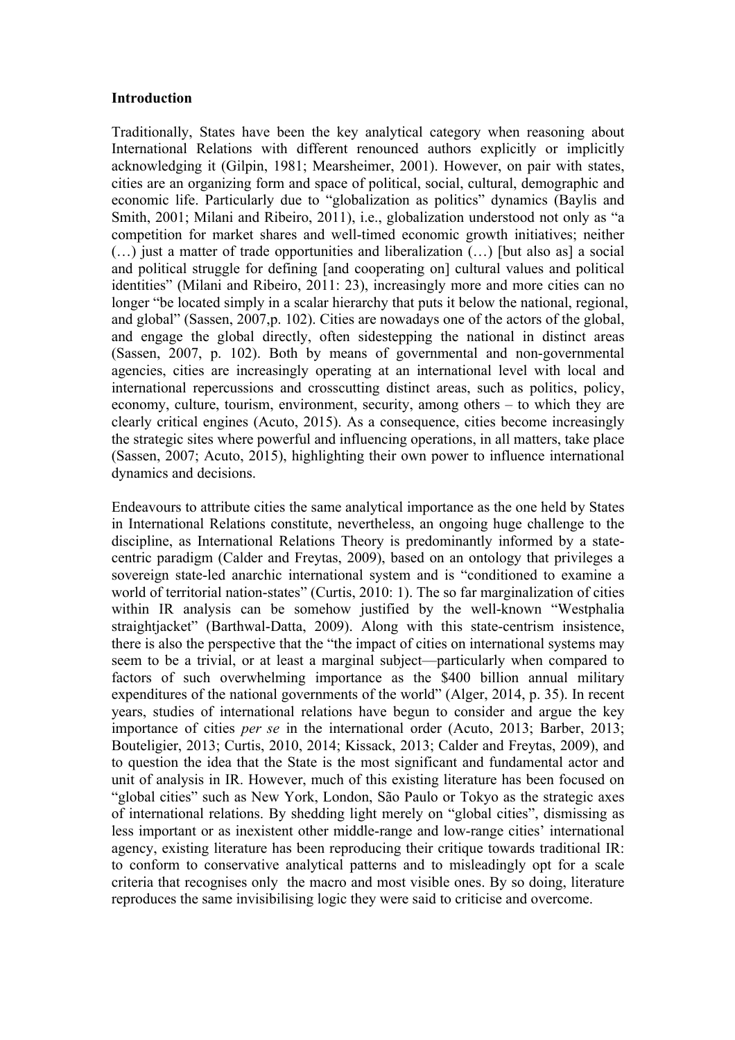**Introduction**

Traditionally, States have been the key analytical category when reasoning about International Relations with different renounced authors explicitly or implicitly acknowledging it (Gilpin, 1981; Mearsheimer, 2001). However, on pair with states, cities are an organizing form and space of political, social, cultural, demographic and economic life. Particularly due to "globalization as politics" dynamics (Baylis and Smith, 2001; Milani and Ribeiro, 2011), i.e., globalization understood not only as "a competition for market shares and well-timed economic growth initiatives; neither (…) just a matter of trade opportunities and liberalization (…) [but also as] a social and political struggle for defining [and cooperating on] cultural values and political identities" (Milani and Ribeiro, 2011: 23), increasingly more and more cities can no longer "be located simply in a scalar hierarchy that puts it below the national, regional, and global" (Sassen, 2007,p. 102). Cities are nowadays one of the actors of the global, and engage the global directly, often sidestepping the national in distinct areas (Sassen, 2007, p. 102). Both by means of governmental and non-governmental agencies, cities are increasingly operating at an international level with local and international repercussions and crosscutting distinct areas, such as politics, policy, economy, culture, tourism, environment, security, among others – to which they are clearly critical engines (Acuto, 2015). As a consequence, cities become increasingly the strategic sites where powerful and influencing operations, in all matters, take place (Sassen, 2007; Acuto, 2015), highlighting their own power to influence international dynamics and decisions.

Endeavours to attribute cities the same analytical importance as the one held by States in International Relations constitute, nevertheless, an ongoing huge challenge to the discipline, as International Relations Theory is predominantly informed by a state-centric paradigm (Calder and Freytas, 2009), based on an ontology that privileges a sovereign state-led anarchic international system and is "conditioned to examine a world of territorial nation-states" (Curtis, 2010: 1). The so far marginalization of cities within IR analysis can be somehow justified by the well-known "Westphalia straightjacket" (Barthwal-Datta, 2009). Along with this state-centrism insistence, there is also the perspective that the "the impact of cities on international systems may seem to be a trivial, or at least a marginal subject—particularly when compared to factors of such overwhelming importance as the $400 billion annual military expenditures of the national governments of the world" (Alger, 2014, p. 35). In recent years, studies of international relations have begun to consider and argue the key importance of cities *per se* in the international order (Acuto, 2013; Barber, 2013; Bouteligier, 2013; Curtis, 2010, 2014; Kissack, 2013; Calder and Freytas, 2009), and to question the idea that the State is the most significant and fundamental actor and unit of analysis in IR. However, much of this existing literature has been focused on "global cities" such as New York, London, São Paulo or Tokyo as the strategic axes of international relations. By shedding light merely on "global cities", dismissing as less important or as inexistent other middle-range and low-range cities' international agency, existing literature has been reproducing their critique towards traditional IR: to conform to conservative analytical patterns and to misleadingly opt for a scale criteria that recognises only the macro and most visible ones. By so doing, literature reproduces the same invisibilising logic they were said to criticise and overcome.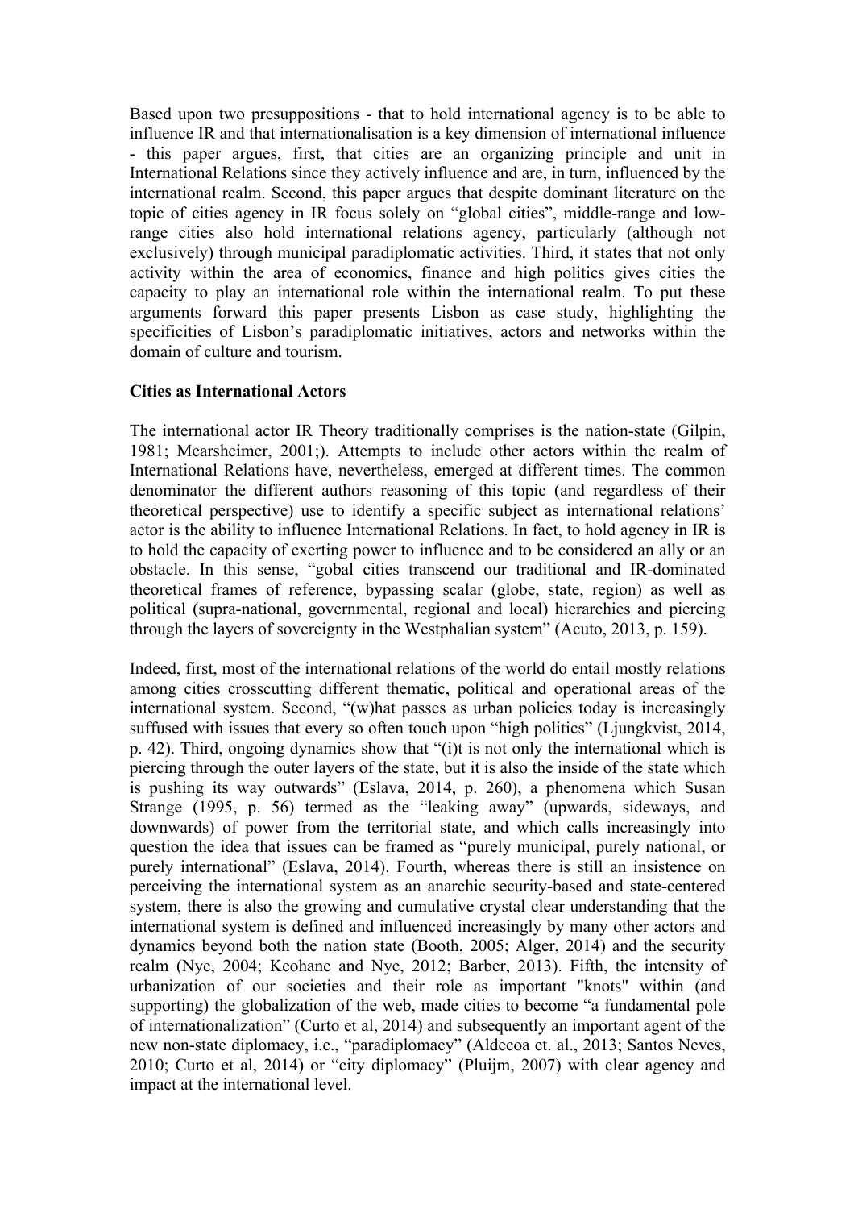Based upon two presuppositions - that to hold international agency is to be able to influence IR and that internationalisation is a key dimension of international influence - this paper argues, first, that cities are an organizing principle and unit in International Relations since they actively influence and are, in turn, influenced by the international realm. Second, this paper argues that despite dominant literature on the topic of cities agency in IR focus solely on "global cities", middle-range and low-range cities also hold international relations agency, particularly (although not exclusively) through municipal paradiplomatic activities. Third, it states that not only activity within the area of economics, finance and high politics gives cities the capacity to play an international role within the international realm. To put these arguments forward this paper presents Lisbon as case study, highlighting the specificities of Lisbon's paradiplomatic initiatives, actors and networks within the domain of culture and tourism.

**Cities as International Actors**

The international actor IR Theory traditionally comprises is the nation-state (Gilpin, 1981; Mearsheimer, 2001;). Attempts to include other actors within the realm of International Relations have, nevertheless, emerged at different times. The common denominator the different authors reasoning of this topic (and regardless of their theoretical perspective) use to identify a specific subject as international relations' actor is the ability to influence International Relations. In fact, to hold agency in IR is to hold the capacity of exerting power to influence and to be considered an ally or an obstacle. In this sense, "gobal cities transcend our traditional and IR-dominated theoretical frames of reference, bypassing scalar (globe, state, region) as well as political (supra-national, governmental, regional and local) hierarchies and piercing through the layers of sovereignty in the Westphalian system" (Acuto, 2013, p. 159).

Indeed, first, most of the international relations of the world do entail mostly relations among cities crosscutting different thematic, political and operational areas of the international system. Second, "(w)hat passes as urban policies today is increasingly suffused with issues that every so often touch upon "high politics" (Ljungkvist, 2014, p. 42). Third, ongoing dynamics show that "(i)t is not only the international which is piercing through the outer layers of the state, but it is also the inside of the state which is pushing its way outwards" (Eslava, 2014, p. 260), a phenomena which Susan Strange (1995, p. 56) termed as the "leaking away" (upwards, sideways, and downwards) of power from the territorial state, and which calls increasingly into question the idea that issues can be framed as "purely municipal, purely national, or purely international" (Eslava, 2014). Fourth, whereas there is still an insistence on perceiving the international system as an anarchic security-based and state-centered system, there is also the growing and cumulative crystal clear understanding that the international system is defined and influenced increasingly by many other actors and dynamics beyond both the nation state (Booth, 2005; Alger, 2014) and the security realm (Nye, 2004; Keohane and Nye, 2012; Barber, 2013). Fifth, the intensity of urbanization of our societies and their role as important "knots" within (and supporting) the globalization of the web, made cities to become "a fundamental pole of internationalization" (Curto et al, 2014) and subsequently an important agent of the new non-state diplomacy, i.e., "paradiplomacy" (Aldecoa et. al., 2013; Santos Neves, 2010; Curto et al, 2014) or "city diplomacy" (Pluijm, 2007) with clear agency and impact at the international level.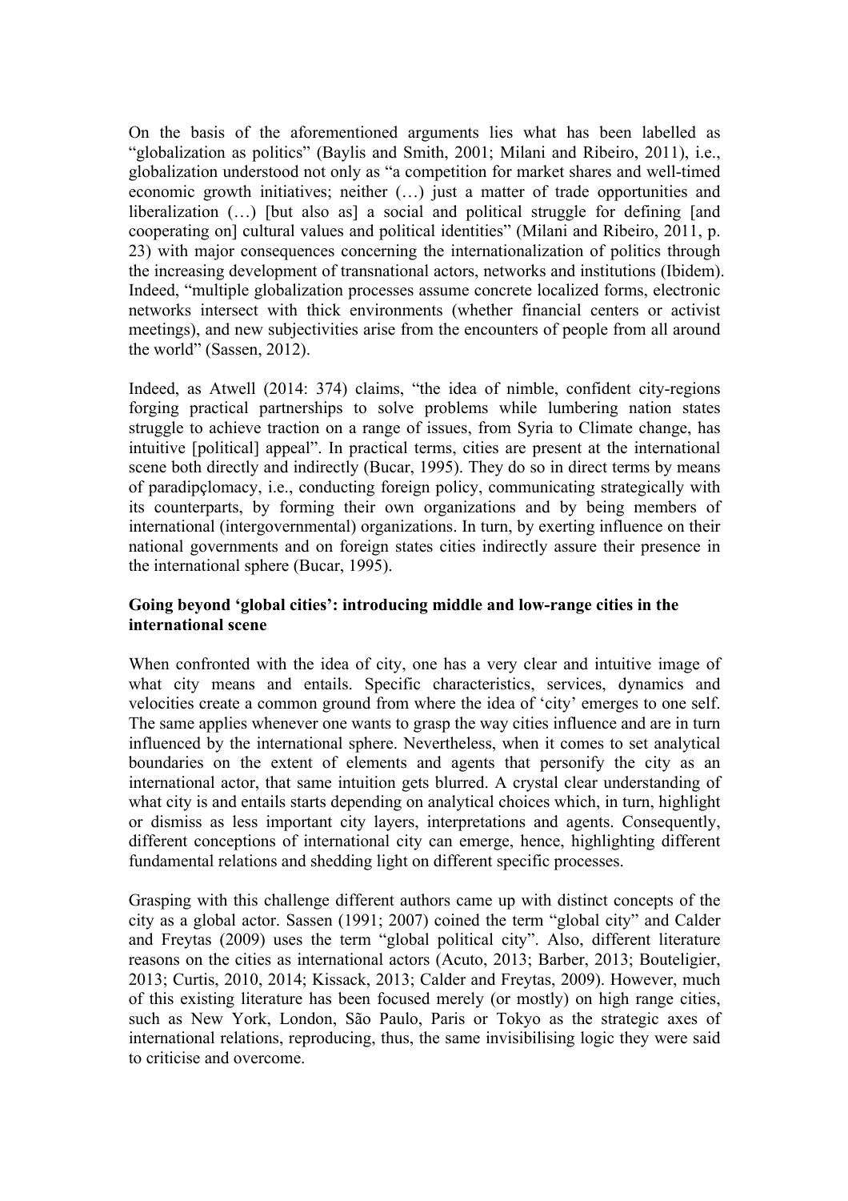On the basis of the aforementioned arguments lies what has been labelled as "globalization as politics" (Baylis and Smith, 2001; Milani and Ribeiro, 2011), i.e., globalization understood not only as "a competition for market shares and well-timed economic growth initiatives; neither (…) just a matter of trade opportunities and liberalization (…) [but also as] a social and political struggle for defining [and cooperating on] cultural values and political identities" (Milani and Ribeiro, 2011, p. 23) with major consequences concerning the internationalization of politics through the increasing development of transnational actors, networks and institutions (Ibidem). Indeed, "multiple globalization processes assume concrete localized forms, electronic networks intersect with thick environments (whether financial centers or activist meetings), and new subjectivities arise from the encounters of people from all around the world" (Sassen, 2012).

Indeed, as Atwell (2014: 374) claims, "the idea of nimble, confident city-regions forging practical partnerships to solve problems while lumbering nation states struggle to achieve traction on a range of issues, from Syria to Climate change, has intuitive [political] appeal". In practical terms, cities are present at the international scene both directly and indirectly (Bucar, 1995). They do so in direct terms by means of paradipçlomacy, i.e., conducting foreign policy, communicating strategically with its counterparts, by forming their own organizations and by being members of international (intergovernmental) organizations. In turn, by exerting influence on their national governments and on foreign states cities indirectly assure their presence in the international sphere (Bucar, 1995).

**Going beyond 'global cities': introducing middle and low-range cities in the international scene**

When confronted with the idea of city, one has a very clear and intuitive image of what city means and entails. Specific characteristics, services, dynamics and velocities create a common ground from where the idea of 'city' emerges to one self. The same applies whenever one wants to grasp the way cities influence and are in turn influenced by the international sphere. Nevertheless, when it comes to set analytical boundaries on the extent of elements and agents that personify the city as an international actor, that same intuition gets blurred. A crystal clear understanding of what city is and entails starts depending on analytical choices which, in turn, highlight or dismiss as less important city layers, interpretations and agents. Consequently, different conceptions of international city can emerge, hence, highlighting different fundamental relations and shedding light on different specific processes.

Grasping with this challenge different authors came up with distinct concepts of the city as a global actor. Sassen (1991; 2007) coined the term "global city" and Calder and Freytas (2009) uses the term "global political city". Also, different literature reasons on the cities as international actors (Acuto, 2013; Barber, 2013; Bouteligier, 2013; Curtis, 2010, 2014; Kissack, 2013; Calder and Freytas, 2009). However, much of this existing literature has been focused merely (or mostly) on high range cities, such as New York, London, São Paulo, Paris or Tokyo as the strategic axes of international relations, reproducing, thus, the same invisibilising logic they were said to criticise and overcome.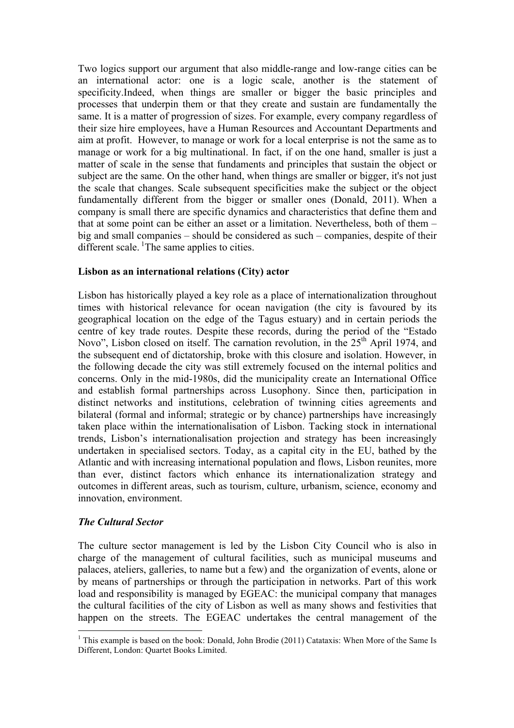Two logics support our argument that also middle-range and low-range cities can be an international actor: one is a logic scale, another is the statement of specificity.Indeed, when things are smaller or bigger the basic principles and processes that underpin them or that they create and sustain are fundamentally the same. It is a matter of progression of sizes. For example, every company regardless of their size hire employees, have a Human Resources and Accountant Departments and aim at profit. However, to manage or work for a local enterprise is not the same as to manage or work for a big multinational. In fact, if on the one hand, smaller is just a matter of scale in the sense that fundaments and principles that sustain the object or subject are the same. On the other hand, when things are smaller or bigger, it's not just the scale that changes. Scale subsequent specificities make the subject or the object fundamentally different from the bigger or smaller ones (Donald, 2011). When a company is small there are specific dynamics and characteristics that define them and that at some point can be either an asset or a limitation. Nevertheless, both of them – big and small companies – should be considered as such – companies, despite of their different scale. [1]The same applies to cities.

**Lisbon as an international relations (City) actor**

Lisbon has historically played a key role as a place of internationalization throughout times with historical relevance for ocean navigation (the city is favoured by its geographical location on the edge of the Tagus estuary) and in certain periods the centre of key trade routes. Despite these records, during the period of the "Estado Novo", Lisbon closed on itself. The carnation revolution, in the 25th April 1974, and the subsequent end of dictatorship, broke with this closure and isolation. However, in the following decade the city was still extremely focused on the internal politics and concerns. Only in the mid-1980s, did the municipality create an International Office and establish formal partnerships across Lusophony. Since then, participation in distinct networks and institutions, celebration of twinning cities agreements and bilateral (formal and informal; strategic or by chance) partnerships have increasingly taken place within the internationalisation of Lisbon. Tacking stock in international trends, Lisbon's internationalisation projection and strategy has been increasingly undertaken in specialised sectors. Today, as a capital city in the EU, bathed by the Atlantic and with increasing international population and flows, Lisbon reunites, more than ever, distinct factors which enhance its internationalization strategy and outcomes in different areas, such as tourism, culture, urbanism, science, economy and innovation, environment.

***The Cultural Sector***

The culture sector management is led by the Lisbon City Council who is also in charge of the management of cultural facilities, such as municipal museums and palaces, ateliers, galleries, to name but a few) and the organization of events, alone or by means of partnerships or through the participation in networks. Part of this work load and responsibility is managed by EGEAC: the municipal company that manages the cultural facilities of the city of Lisbon as well as many shows and festivities that happen on the streets. The EGEAC undertakes the central management of the

[1] This example is based on the book: Donald, John Brodie (2011) Catataxis: When More of the Same Is Different, London: Quartet Books Limited.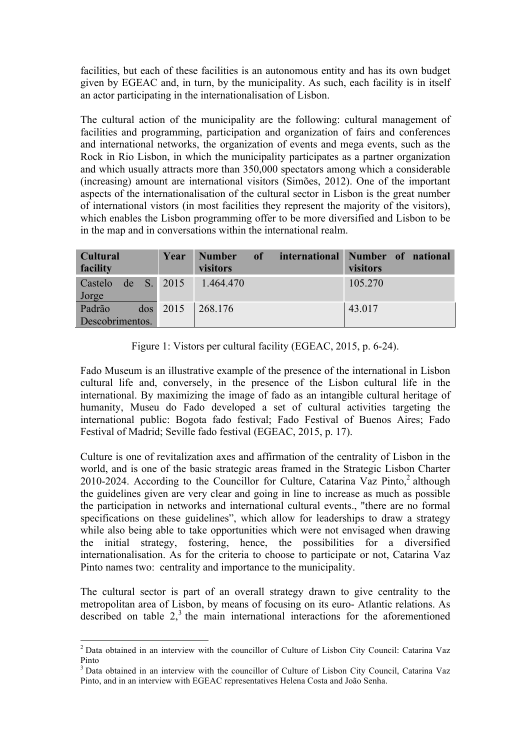facilities, but each of these facilities is an autonomous entity and has its own budget given by EGEAC and, in turn, by the municipality. As such, each facility is in itself an actor participating in the internationalisation of Lisbon.

The cultural action of the municipality are the following: cultural management of facilities and programming, participation and organization of fairs and conferences and international networks, the organization of events and mega events, such as the Rock in Rio Lisbon, in which the municipality participates as a partner organization and which usually attracts more than 350,000 spectators among which a considerable (increasing) amount are international visitors (Simões, 2012). One of the important aspects of the internationalisation of the cultural sector in Lisbon is the great number of international vistors (in most facilities they represent the majority of the visitors), which enables the Lisbon programming offer to be more diversified and Lisbon to be in the map and in conversations within the international realm.

| Cultural facility | Year | Number of international visitors | Number of national visitors |
|---|---|---|---|
| Castelo de S. Jorge | 2015 | 1.464.470 | 105.270 |
| Padrão dos Descobrimentos. | 2015 | 268.176 | 43.017 |

Figure 1: Vistors per cultural facility (EGEAC, 2015, p. 6-24).

Fado Museum is an illustrative example of the presence of the international in Lisbon cultural life and, conversely, in the presence of the Lisbon cultural life in the international. By maximizing the image of fado as an intangible cultural heritage of humanity, Museu do Fado developed a set of cultural activities targeting the international public: Bogota fado festival; Fado Festival of Buenos Aires; Fado Festival of Madrid; Seville fado festival (EGEAC, 2015, p. 17).

Culture is one of revitalization axes and affirmation of the centrality of Lisbon in the world, and is one of the basic strategic areas framed in the Strategic Lisbon Charter 2010-2024. According to the Councillor for Culture, Catarina Vaz Pinto,[2] although the guidelines given are very clear and going in line to increase as much as possible the participation in networks and international cultural events., "there are no formal specifications on these guidelines", which allow for leaderships to draw a strategy while also being able to take opportunities which were not envisaged when drawing the initial strategy, fostering, hence, the possibilities for a diversified internationalisation. As for the criteria to choose to participate or not, Catarina Vaz Pinto names two: centrality and importance to the municipality.

The cultural sector is part of an overall strategy drawn to give centrality to the metropolitan area of Lisbon, by means of focusing on its euro- Atlantic relations. As described on table 2,[3] the main international interactions for the aforementioned

[2] Data obtained in an interview with the councillor of Culture of Lisbon City Council: Catarina Vaz Pinto

[3] Data obtained in an interview with the councillor of Culture of Lisbon City Council, Catarina Vaz Pinto, and in an interview with EGEAC representatives Helena Costa and João Senha.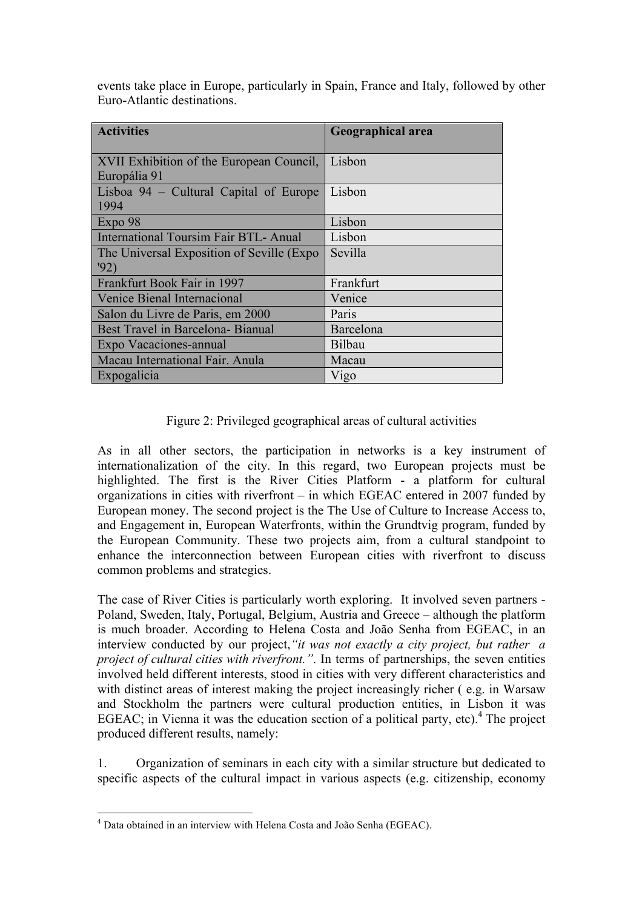events take place in Europe, particularly in Spain, France and Italy, followed by other Euro-Atlantic destinations.

| Activities | Geographical area |
| --- | --- |
| XVII Exhibition of the European Council, Europália 91 | Lisbon |
| Lisboa 94 – Cultural Capital of Europe 1994 | Lisbon |
| Expo 98 | Lisbon |
| International Toursim Fair BTL- Anual | Lisbon |
| The Universal Exposition of Seville (Expo '92) | Sevilla |
| Frankfurt Book Fair in 1997 | Frankfurt |
| Venice Bienal Internacional | Venice |
| Salon du Livre de Paris, em 2000 | Paris |
| Best Travel in Barcelona- Bianual | Barcelona |
| Expo Vacaciones-annual | Bilbau |
| Macau International Fair. Anula | Macau |
| Expogalicia | Vigo |

Figure 2: Privileged geographical areas of cultural activities

As in all other sectors, the participation in networks is a key instrument of internationalization of the city. In this regard, two European projects must be highlighted. The first is the River Cities Platform - a platform for cultural organizations in cities with riverfront – in which EGEAC entered in 2007 funded by European money. The second project is the The Use of Culture to Increase Access to, and Engagement in, European Waterfronts, within the Grundtvig program, funded by the European Community. These two projects aim, from a cultural standpoint to enhance the interconnection between European cities with riverfront to discuss common problems and strategies.

The case of River Cities is particularly worth exploring. It involved seven partners - Poland, Sweden, Italy, Portugal, Belgium, Austria and Greece – although the platform is much broader. According to Helena Costa and João Senha from EGEAC, in an interview conducted by our project,*"it was not exactly a city project, but rather a project of cultural cities with riverfront."*. In terms of partnerships, the seven entities involved held different interests, stood in cities with very different characteristics and with distinct areas of interest making the project increasingly richer ( e.g. in Warsaw and Stockholm the partners were cultural production entities, in Lisbon it was EGEAC; in Vienna it was the education section of a political party, etc).[4] The project produced different results, namely:

1. Organization of seminars in each city with a similar structure but dedicated to specific aspects of the cultural impact in various aspects (e.g. citizenship, economy

[4] Data obtained in an interview with Helena Costa and João Senha (EGEAC).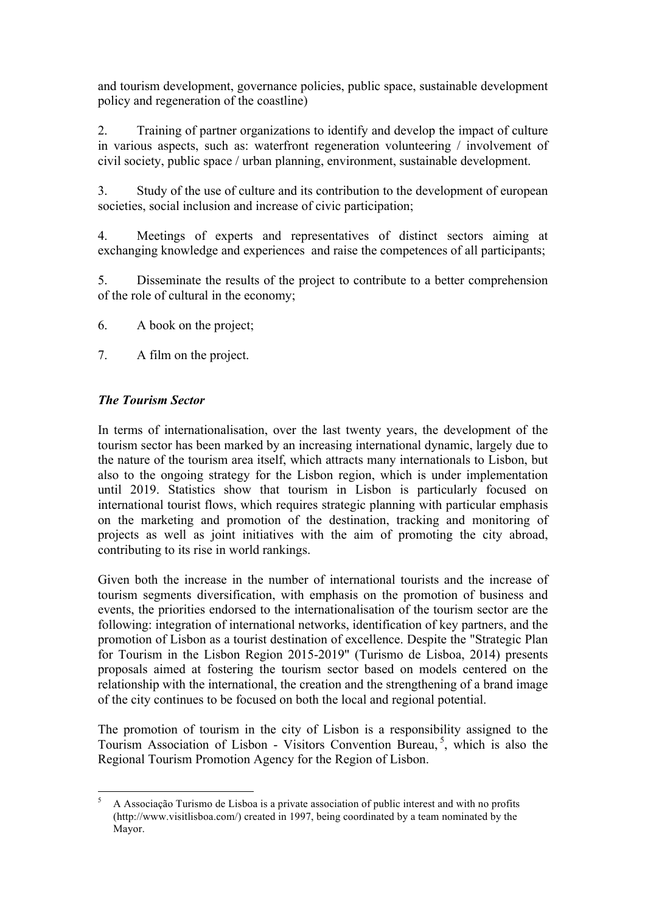and tourism development, governance policies, public space, sustainable development policy and regeneration of the coastline)

2. Training of partner organizations to identify and develop the impact of culture in various aspects, such as: waterfront regeneration volunteering / involvement of civil society, public space / urban planning, environment, sustainable development.

3. Study of the use of culture and its contribution to the development of european societies, social inclusion and increase of civic participation;

4. Meetings of experts and representatives of distinct sectors aiming at exchanging knowledge and experiences and raise the competences of all participants;

5. Disseminate the results of the project to contribute to a better comprehension of the role of cultural in the economy;

6. A book on the project;

7. A film on the project.

### *The Tourism Sector*

In terms of internationalisation, over the last twenty years, the development of the tourism sector has been marked by an increasing international dynamic, largely due to the nature of the tourism area itself, which attracts many internationals to Lisbon, but also to the ongoing strategy for the Lisbon region, which is under implementation until 2019. Statistics show that tourism in Lisbon is particularly focused on international tourist flows, which requires strategic planning with particular emphasis on the marketing and promotion of the destination, tracking and monitoring of projects as well as joint initiatives with the aim of promoting the city abroad, contributing to its rise in world rankings.

Given both the increase in the number of international tourists and the increase of tourism segments diversification, with emphasis on the promotion of business and events, the priorities endorsed to the internationalisation of the tourism sector are the following: integration of international networks, identification of key partners, and the promotion of Lisbon as a tourist destination of excellence. Despite the "Strategic Plan for Tourism in the Lisbon Region 2015-2019" (Turismo de Lisboa, 2014) presents proposals aimed at fostering the tourism sector based on models centered on the relationship with the international, the creation and the strengthening of a brand image of the city continues to be focused on both the local and regional potential.

The promotion of tourism in the city of Lisbon is a responsibility assigned to the Tourism Association of Lisbon - Visitors Convention Bureau, [5], which is also the Regional Tourism Promotion Agency for the Region of Lisbon.

---

[5] A Associação Turismo de Lisboa is a private association of public interest and with no profits (http://www.visitlisboa.com/) created in 1997, being coordinated by a team nominated by the Mayor.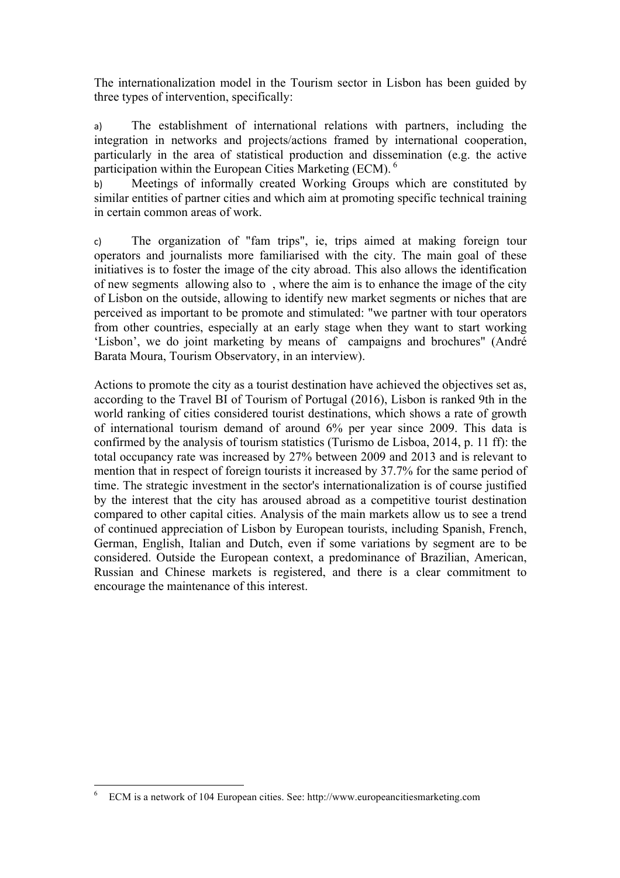The internationalization model in the Tourism sector in Lisbon has been guided by three types of intervention, specifically:

a) The establishment of international relations with partners, including the integration in networks and projects/actions framed by international cooperation, particularly in the area of statistical production and dissemination (e.g. the active participation within the European Cities Marketing (ECM). [6]

b) Meetings of informally created Working Groups which are constituted by similar entities of partner cities and which aim at promoting specific technical training in certain common areas of work.

c) The organization of "fam trips", ie, trips aimed at making foreign tour operators and journalists more familiarised with the city. The main goal of these initiatives is to foster the image of the city abroad. This also allows the identification of new segments allowing also to , where the aim is to enhance the image of the city of Lisbon on the outside, allowing to identify new market segments or niches that are perceived as important to be promote and stimulated: "we partner with tour operators from other countries, especially at an early stage when they want to start working 'Lisbon', we do joint marketing by means of campaigns and brochures" (André Barata Moura, Tourism Observatory, in an interview).

Actions to promote the city as a tourist destination have achieved the objectives set as, according to the Travel BI of Tourism of Portugal (2016), Lisbon is ranked 9th in the world ranking of cities considered tourist destinations, which shows a rate of growth of international tourism demand of around 6% per year since 2009. This data is confirmed by the analysis of tourism statistics (Turismo de Lisboa, 2014, p. 11 ff): the total occupancy rate was increased by 27% between 2009 and 2013 and is relevant to mention that in respect of foreign tourists it increased by 37.7% for the same period of time. The strategic investment in the sector's internationalization is of course justified by the interest that the city has aroused abroad as a competitive tourist destination compared to other capital cities. Analysis of the main markets allow us to see a trend of continued appreciation of Lisbon by European tourists, including Spanish, French, German, English, Italian and Dutch, even if some variations by segment are to be considered. Outside the European context, a predominance of Brazilian, American, Russian and Chinese markets is registered, and there is a clear commitment to encourage the maintenance of this interest.

[6] ECM is a network of 104 European cities. See: http://www.europeancitiesmarketing.com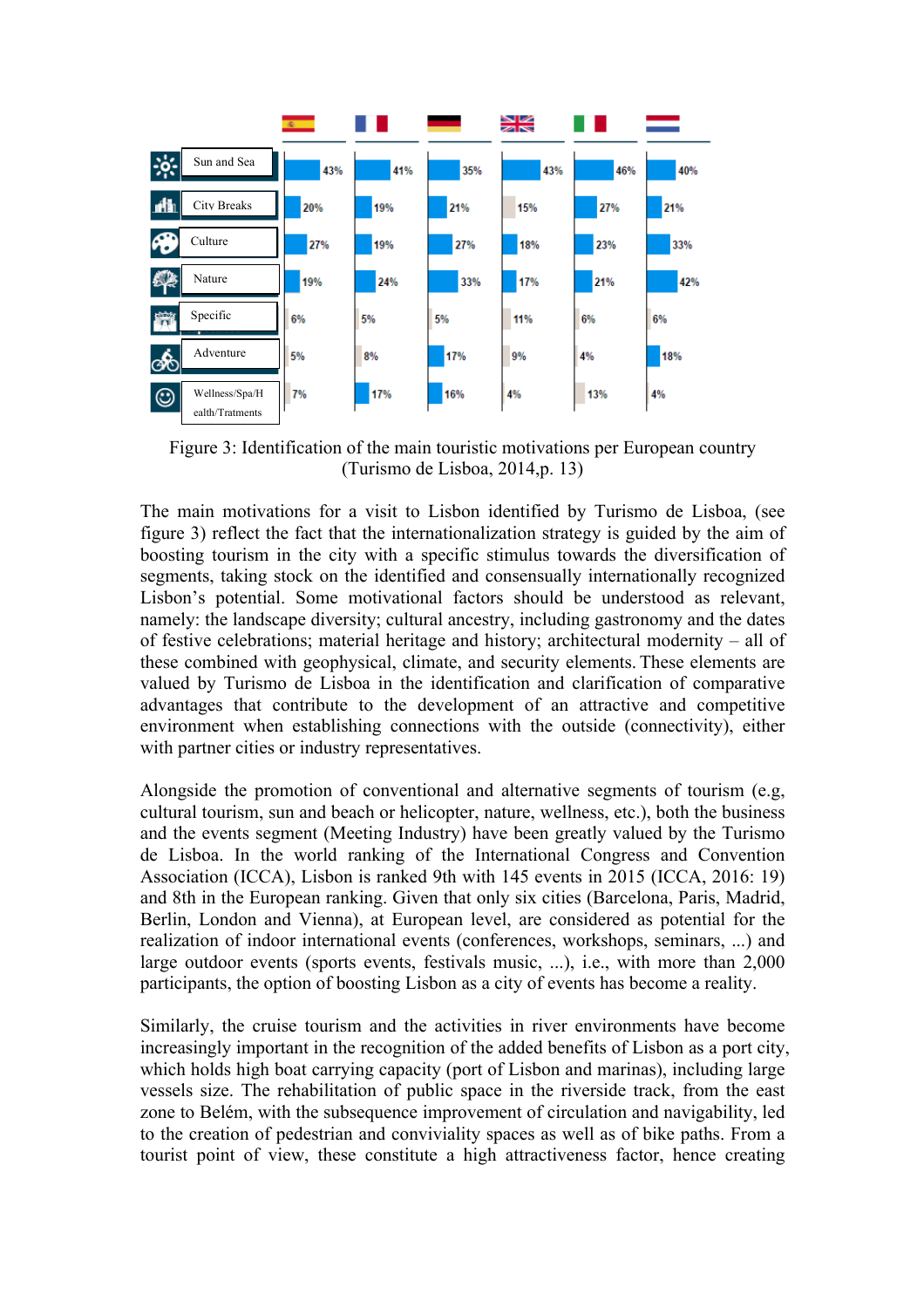| | Spain | France | Germany | UK | Italy | Netherlands |
|---|---|---|---|---|---|---|
| Sun and Sea | 43% | 41% | 35% | 43% | 46% | 40% |
| City Breaks | 20% | 19% | 21% | 15% | 27% | 21% |
| Culture | 27% | 19% | 27% | 18% | 23% | 33% |
| Nature | 19% | 24% | 33% | 17% | 21% | 42% |
| Specific | 6% | 5% | 5% | 11% | 6% | 6% |
| Adventure | 5% | 8% | 17% | 9% | 4% | 18% |
| Wellness/Spa/Health/Tratments | 7% | 17% | 16% | 4% | 13% | 4% |

Figure 3: Identification of the main touristic motivations per European country (Turismo de Lisboa, 2014,p. 13)

The main motivations for a visit to Lisbon identified by Turismo de Lisboa, (see figure 3) reflect the fact that the internationalization strategy is guided by the aim of boosting tourism in the city with a specific stimulus towards the diversification of segments, taking stock on the identified and consensually internationally recognized Lisbon's potential. Some motivational factors should be understood as relevant, namely: the landscape diversity; cultural ancestry, including gastronomy and the dates of festive celebrations; material heritage and history; architectural modernity – all of these combined with geophysical, climate, and security elements. These elements are valued by Turismo de Lisboa in the identification and clarification of comparative advantages that contribute to the development of an attractive and competitive environment when establishing connections with the outside (connectivity), either with partner cities or industry representatives.

Alongside the promotion of conventional and alternative segments of tourism (e.g, cultural tourism, sun and beach or helicopter, nature, wellness, etc.), both the business and the events segment (Meeting Industry) have been greatly valued by the Turismo de Lisboa. In the world ranking of the International Congress and Convention Association (ICCA), Lisbon is ranked 9th with 145 events in 2015 (ICCA, 2016: 19) and 8th in the European ranking. Given that only six cities (Barcelona, Paris, Madrid, Berlin, London and Vienna), at European level, are considered as potential for the realization of indoor international events (conferences, workshops, seminars, ...) and large outdoor events (sports events, festivals music, ...), i.e., with more than 2,000 participants, the option of boosting Lisbon as a city of events has become a reality.

Similarly, the cruise tourism and the activities in river environments have become increasingly important in the recognition of the added benefits of Lisbon as a port city, which holds high boat carrying capacity (port of Lisbon and marinas), including large vessels size. The rehabilitation of public space in the riverside track, from the east zone to Belém, with the subsequence improvement of circulation and navigability, led to the creation of pedestrian and conviviality spaces as well as of bike paths. From a tourist point of view, these constitute a high attractiveness factor, hence creating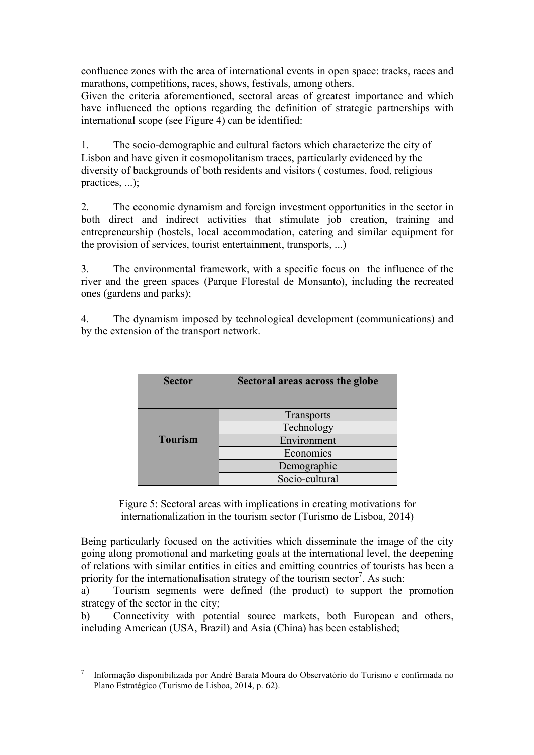confluence zones with the area of international events in open space: tracks, races and marathons, competitions, races, shows, festivals, among others.
Given the criteria aforementioned, sectoral areas of greatest importance and which have influenced the options regarding the definition of strategic partnerships with international scope (see Figure 4) can be identified:

1. The socio-demographic and cultural factors which characterize the city of Lisbon and have given it cosmopolitanism traces, particularly evidenced by the diversity of backgrounds of both residents and visitors ( costumes, food, religious practices, ...);

2. The economic dynamism and foreign investment opportunities in the sector in both direct and indirect activities that stimulate job creation, training and entrepreneurship (hostels, local accommodation, catering and similar equipment for the provision of services, tourist entertainment, transports, ...)

3. The environmental framework, with a specific focus on the influence of the river and the green spaces (Parque Florestal de Monsanto), including the recreated ones (gardens and parks);

4. The dynamism imposed by technological development (communications) and by the extension of the transport network.

| **Sector** | **Sectoral areas across the globe** |
|---|---|
| **Tourism** | Transports |
| | Technology |
| | Environment |
| | Economics |
| | Demographic |
| | Socio-cultural |

Figure 5: Sectoral areas with implications in creating motivations for internationalization in the tourism sector (Turismo de Lisboa, 2014)

Being particularly focused on the activities which disseminate the image of the city going along promotional and marketing goals at the international level, the deepening of relations with similar entities in cities and emitting countries of tourists has been a priority for the internationalisation strategy of the tourism sector[7]. As such:

a) Tourism segments were defined (the product) to support the promotion strategy of the sector in the city;

b) Connectivity with potential source markets, both European and others, including American (USA, Brazil) and Asia (China) has been established;

[7] Informação disponibilizada por André Barata Moura do Observatório do Turismo e confirmada no Plano Estratégico (Turismo de Lisboa, 2014, p. 62).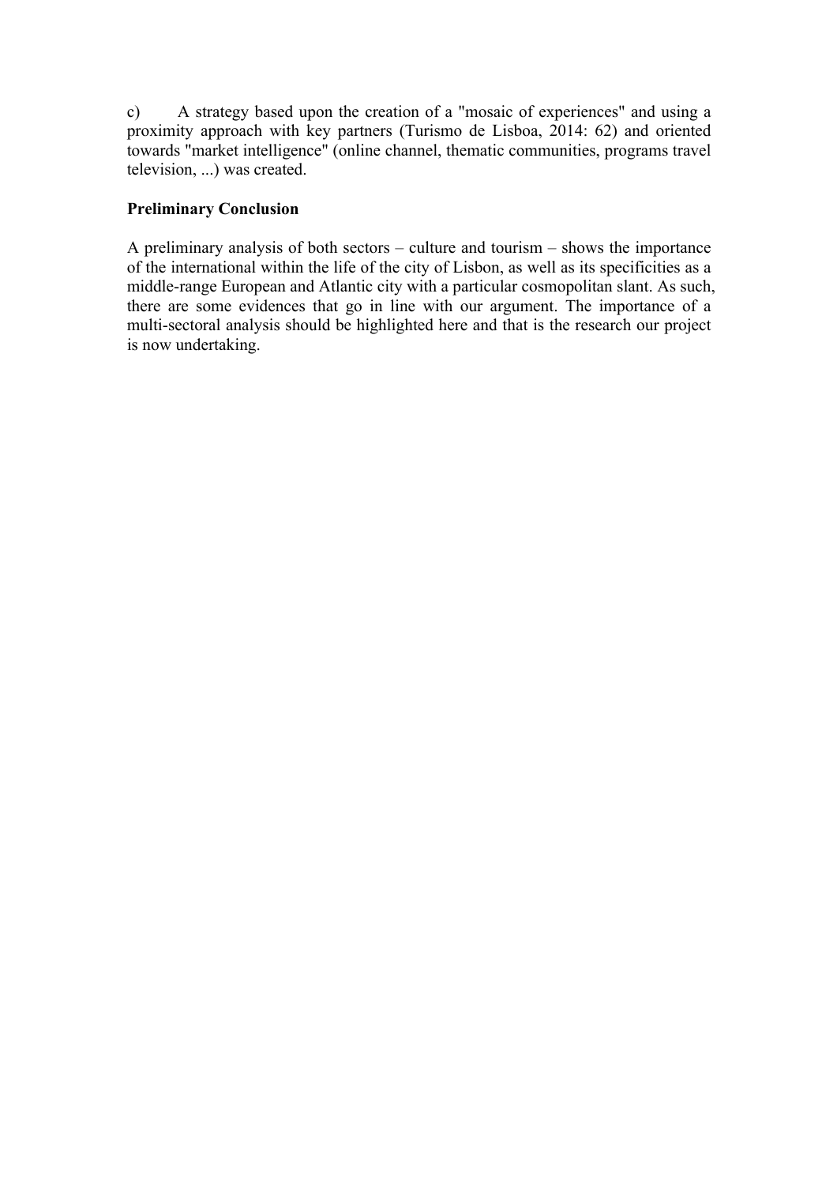c) A strategy based upon the creation of a "mosaic of experiences" and using a proximity approach with key partners (Turismo de Lisboa, 2014: 62) and oriented towards "market intelligence" (online channel, thematic communities, programs travel television, ...) was created.

**Preliminary Conclusion**

A preliminary analysis of both sectors – culture and tourism – shows the importance of the international within the life of the city of Lisbon, as well as its specificities as a middle-range European and Atlantic city with a particular cosmopolitan slant. As such, there are some evidences that go in line with our argument. The importance of a multi-sectoral analysis should be highlighted here and that is the research our project is now undertaking.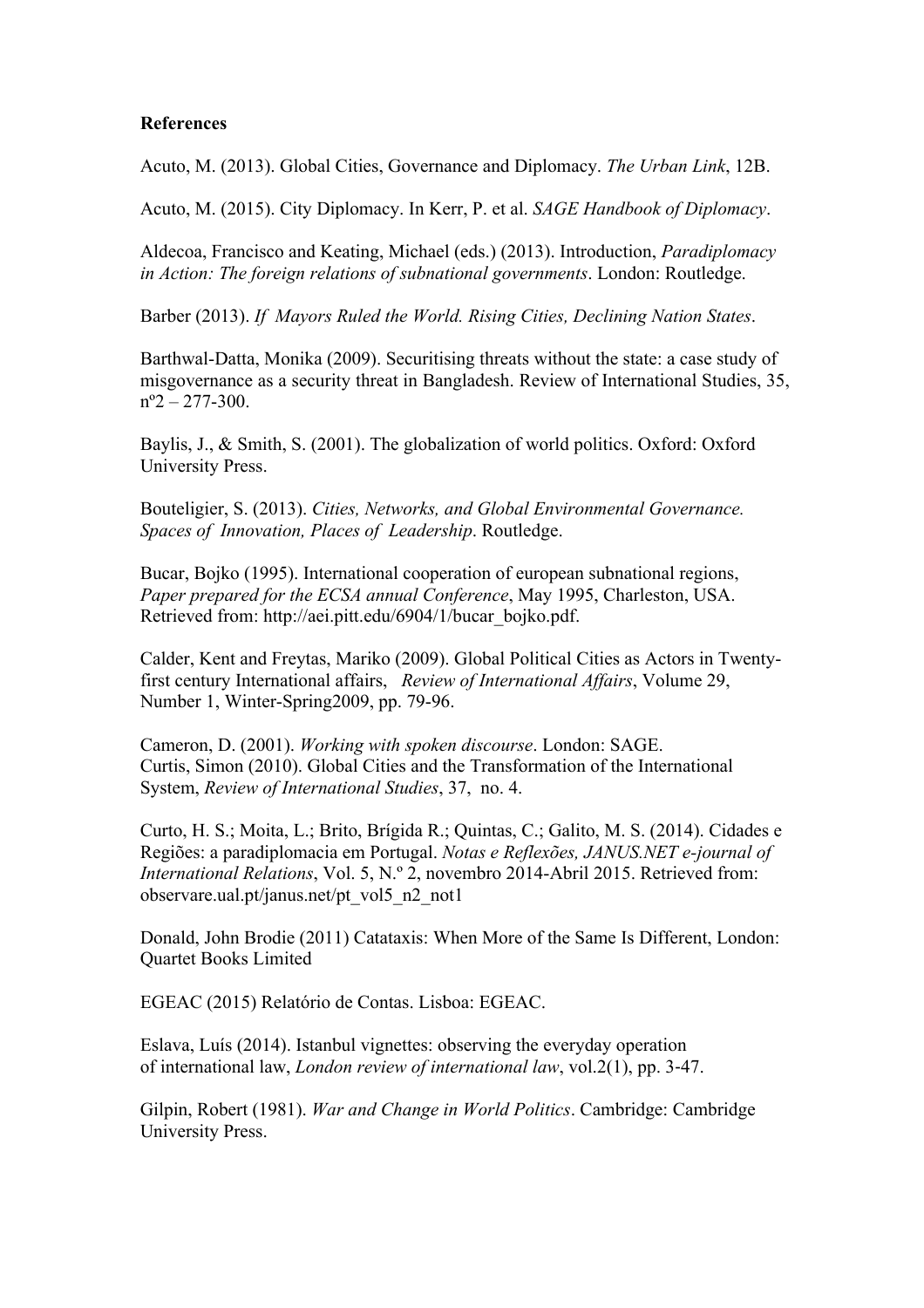**References**

Acuto, M. (2013). Global Cities, Governance and Diplomacy. *The Urban Link*, 12B.

Acuto, M. (2015). City Diplomacy. In Kerr, P. et al. *SAGE Handbook of Diplomacy*.

Aldecoa, Francisco and Keating, Michael (eds.) (2013). Introduction, *Paradiplomacy in Action: The foreign relations of subnational governments*. London: Routledge.

Barber (2013). *If Mayors Ruled the World. Rising Cities, Declining Nation States*.

Barthwal-Datta, Monika (2009). Securitising threats without the state: a case study of misgovernance as a security threat in Bangladesh. Review of International Studies, 35, nº2 – 277-300.

Baylis, J., & Smith, S. (2001). The globalization of world politics. Oxford: Oxford University Press.

Bouteligier, S. (2013). *Cities, Networks, and Global Environmental Governance. Spaces of Innovation, Places of Leadership*. Routledge.

Bucar, Bojko (1995). International cooperation of european subnational regions, *Paper prepared for the ECSA annual Conference*, May 1995, Charleston, USA. Retrieved from: http://aei.pitt.edu/6904/1/bucar_bojko.pdf.

Calder, Kent and Freytas, Mariko (2009). Global Political Cities as Actors in Twenty-first century International affairs, *Review of International Affairs*, Volume 29, Number 1, Winter-Spring2009, pp. 79-96.

Cameron, D. (2001). *Working with spoken discourse*. London: SAGE.
Curtis, Simon (2010). Global Cities and the Transformation of the International System, *Review of International Studies*, 37, no. 4.

Curto, H. S.; Moita, L.; Brito, Brígida R.; Quintas, C.; Galito, M. S. (2014). Cidades e Regiões: a paradiplomacia em Portugal. *Notas e Reflexões, JANUS.NET e-journal of International Relations*, Vol. 5, N.º 2, novembro 2014-Abril 2015. Retrieved from: observare.ual.pt/janus.net/pt_vol5_n2_not1

Donald, John Brodie (2011) Catataxis: When More of the Same Is Different, London: Quartet Books Limited

EGEAC (2015) Relatório de Contas. Lisboa: EGEAC.

Eslava, Luís (2014). Istanbul vignettes: observing the everyday operation of international law, *London review of international law*, vol.2(1), pp. 3-47.

Gilpin, Robert (1981). *War and Change in World Politics*. Cambridge: Cambridge University Press.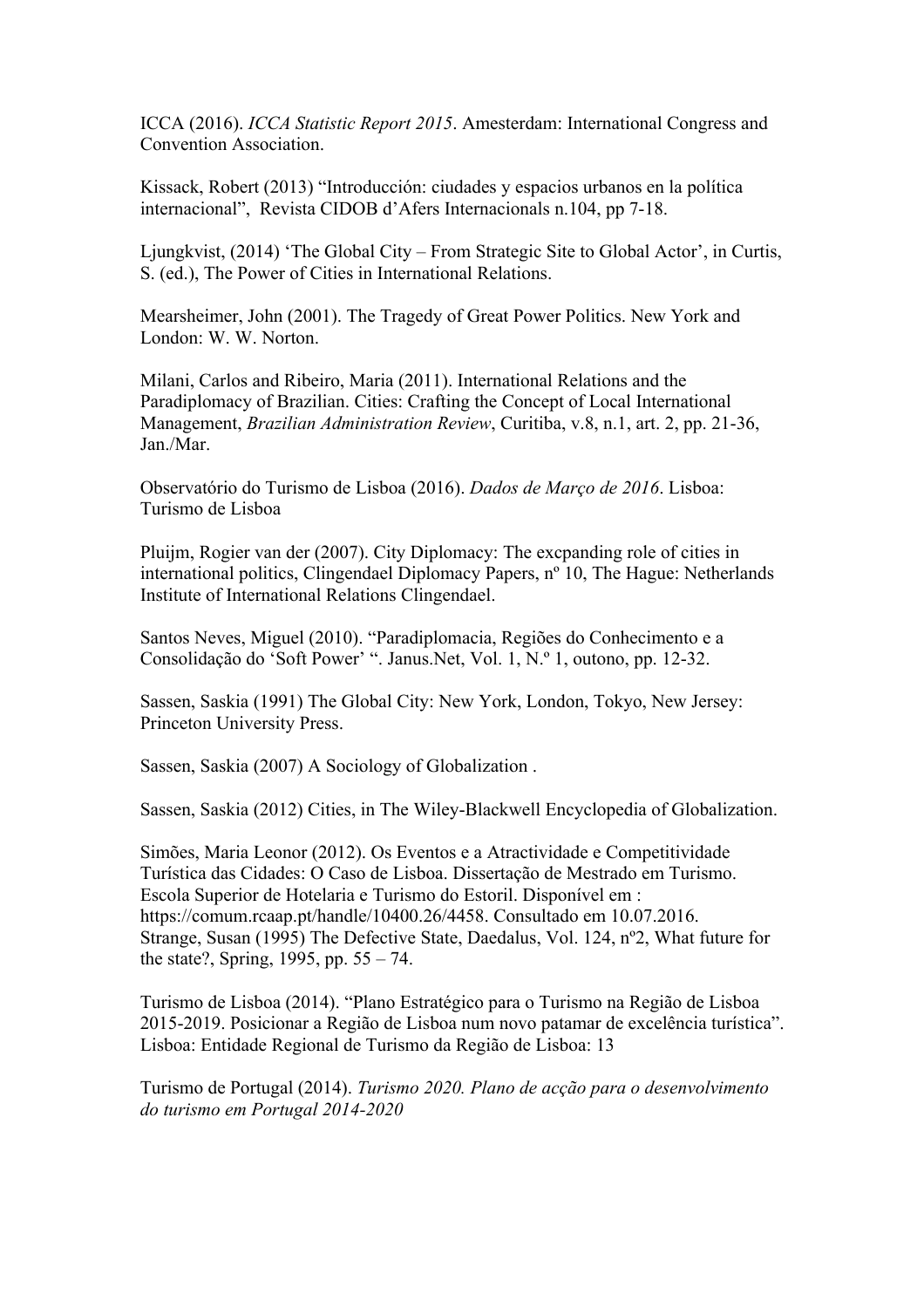ICCA (2016). *ICCA Statistic Report 2015*. Amesterdam: International Congress and Convention Association.

Kissack, Robert (2013) "Introducción: ciudades y espacios urbanos en la política internacional", Revista CIDOB d'Afers Internacionals n.104, pp 7-18.

Ljungkvist, (2014) 'The Global City – From Strategic Site to Global Actor', in Curtis, S. (ed.), The Power of Cities in International Relations.

Mearsheimer, John (2001). The Tragedy of Great Power Politics. New York and London: W. W. Norton.

Milani, Carlos and Ribeiro, Maria (2011). International Relations and the Paradiplomacy of Brazilian. Cities: Crafting the Concept of Local International Management, *Brazilian Administration Review*, Curitiba, v.8, n.1, art. 2, pp. 21-36, Jan./Mar.

Observatório do Turismo de Lisboa (2016). *Dados de Março de 2016*. Lisboa: Turismo de Lisboa

Pluijm, Rogier van der (2007). City Diplomacy: The excpanding role of cities in international politics, Clingendael Diplomacy Papers, nº 10, The Hague: Netherlands Institute of International Relations Clingendael.

Santos Neves, Miguel (2010). "Paradiplomacia, Regiões do Conhecimento e a Consolidação do 'Soft Power' ". Janus.Net, Vol. 1, N.º 1, outono, pp. 12-32.

Sassen, Saskia (1991) The Global City: New York, London, Tokyo, New Jersey: Princeton University Press.

Sassen, Saskia (2007) A Sociology of Globalization .

Sassen, Saskia (2012) Cities, in The Wiley-Blackwell Encyclopedia of Globalization.

Simões, Maria Leonor (2012). Os Eventos e a Atractividade e Competitividade Turística das Cidades: O Caso de Lisboa. Dissertação de Mestrado em Turismo. Escola Superior de Hotelaria e Turismo do Estoril. Disponível em : https://comum.rcaap.pt/handle/10400.26/4458. Consultado em 10.07.2016.
Strange, Susan (1995) The Defective State, Daedalus, Vol. 124, nº2, What future for the state?, Spring, 1995, pp. 55 – 74.

Turismo de Lisboa (2014). "Plano Estratégico para o Turismo na Região de Lisboa 2015-2019. Posicionar a Região de Lisboa num novo patamar de excelência turística". Lisboa: Entidade Regional de Turismo da Região de Lisboa: 13

Turismo de Portugal (2014). *Turismo 2020. Plano de acção para o desenvolvimento do turismo em Portugal 2014-2020*